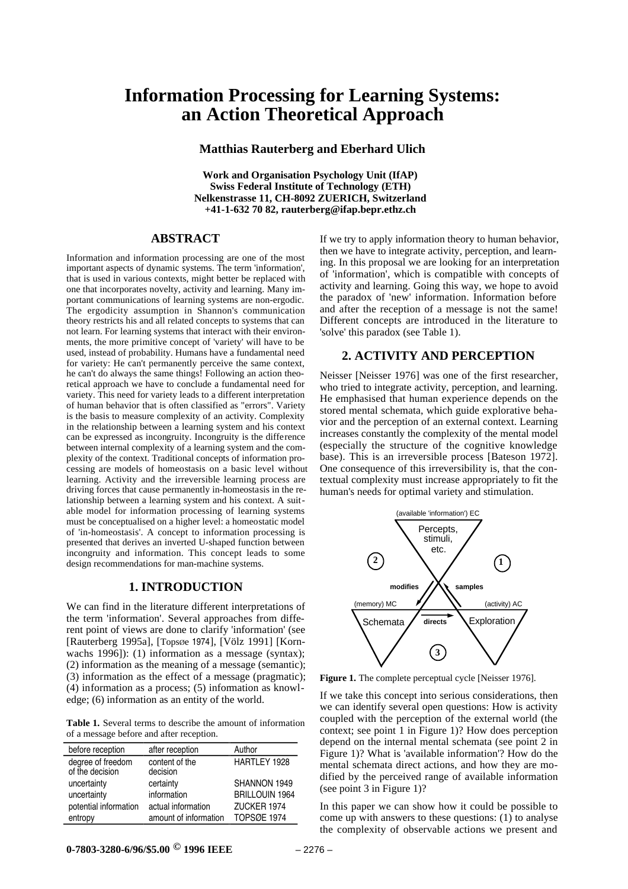# Information Processing for Learning Systems: an Action Theoretical Approach

**Matthias Rauterberg and Eberhard Ulich**

**Work and Organisation Psychology Unit (IfAP)**
**Swiss Federal Institute of Technology (ETH)**
**Nelkenstrasse 11, CH-8092 ZUERICH, Switzerland**
**+41-1-632 70 82, rauterberg@ifap.bepr.ethz.ch**

## ABSTRACT

Information and information processing are one of the most important aspects of dynamic systems. The term 'information', that is used in various contexts, might better be replaced with one that incorporates novelty, activity and learning. Many important communications of learning systems are non-ergodic. The ergodicity assumption in Shannon's communication theory restricts his and all related concepts to systems that can not learn. For learning systems that interact with their environments, the more primitive concept of 'variety' will have to be used, instead of probability. Humans have a fundamental need for variety: He can't permanently perceive the same context, he can't do always the same things! Following an action theoretical approach we have to conclude a fundamental need for variety. This need for variety leads to a different interpretation of human behavior that is often classified as "errors". Variety is the basis to measure complexity of an activity. Complexity in the relationship between a learning system and his context can be expressed as incongruity. Incongruity is the difference between internal complexity of a learning system and the complexity of the context. Traditional concepts of information processing are models of homeostasis on a basic level without learning. Activity and the irreversible learning process are driving forces that cause permanently in-homeostasis in the relationship between a learning system and his context. A suitable model for information processing of learning systems must be conceptualised on a higher level: a homeostatic model of 'in-homeostasis'. A concept to information processing is presented that derives an inverted U-shaped function between incongruity and information. This concept leads to some design recommendations for man-machine systems.

## 1. INTRODUCTION

We can find in the literature different interpretations of the term 'information'. Several approaches from different point of views are done to clarify 'information' (see [Rauterberg 1995a], [Topsøe 1974], [Völz 1991] [Kornwachs 1996]): (1) information as a message (syntax); (2) information as the meaning of a message (semantic); (3) information as the effect of a message (pragmatic); (4) information as a process; (5) information as knowledge; (6) information as an entity of the world.

**Table 1.** Several terms to describe the amount of information of a message before and after reception.

| before reception | after reception | Author |
|---|---|---|
| degree of freedom of the decision | content of the decision | HARTLEY 1928 |
| uncertainty | certainty | SHANNON 1949 |
| uncertainty | information | BRILLOUIN 1964 |
| potential information | actual information | ZUCKER 1974 |
| entropy | amount of information | TOPSØE 1974 |

If we try to apply information theory to human behavior, then we have to integrate activity, perception, and learning. In this proposal we are looking for an interpretation of 'information', which is compatible with concepts of activity and learning. Going this way, we hope to avoid the paradox of 'new' information. Information before and after the reception of a message is not the same! Different concepts are introduced in the literature to 'solve' this paradox (see Table 1).

## 2. ACTIVITY AND PERCEPTION

Neisser [Neisser 1976] was one of the first researcher, who tried to integrate activity, perception, and learning. He emphasised that human experience depends on the stored mental schemata, which guide explorative behavior and the perception of an external context. Learning increases constantly the complexity of the mental model (especially the structure of the cognitive knowledge base). This is an irreversible process [Bateson 1972]. One consequence of this irreversibility is, that the contextual complexity must increase appropriately to fit the human's needs for optimal variety and stimulation.

**Figure 1.** The complete perceptual cycle [Neisser 1976].

If we take this concept into serious considerations, then we can identify several open questions: How is activity coupled with the perception of the external world (the context; see point 1 in Figure 1)? How does perception depend on the internal mental schemata (see point 2 in Figure 1)? What is 'available information'? How do the mental schemata direct actions, and how they are modified by the perceived range of available information (see point 3 in Figure 1)?

In this paper we can show how it could be possible to come up with answers to these questions: (1) to analyse the complexity of observable actions we present and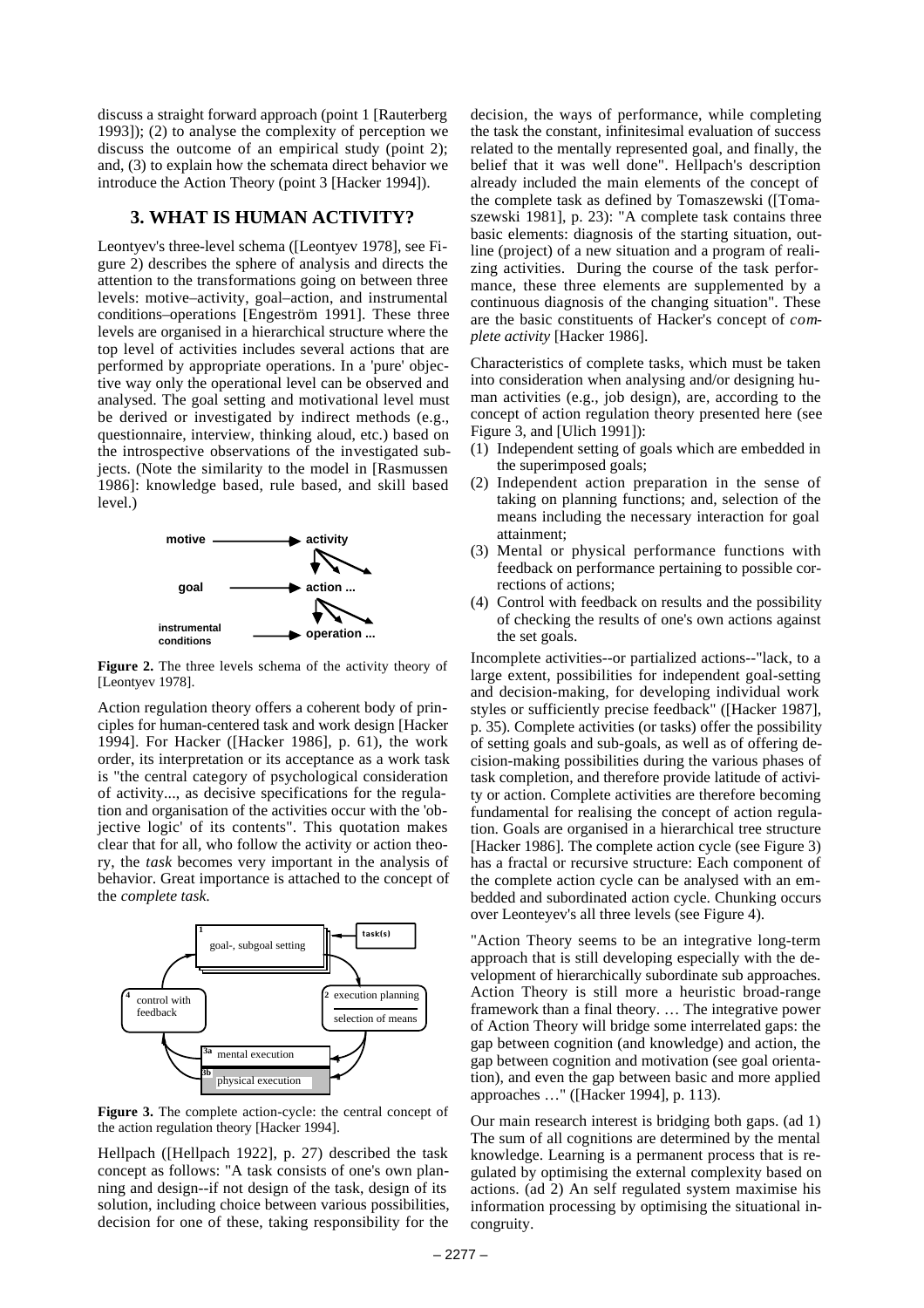discuss a straight forward approach (point 1 [Rauterberg 1993]); (2) to analyse the complexity of perception we discuss the outcome of an empirical study (point 2); and, (3) to explain how the schemata direct behavior we introduce the Action Theory (point 3 [Hacker 1994]).

## 3. WHAT IS HUMAN ACTIVITY?

Leontyev's three-level schema ([Leontyev 1978], see Figure 2) describes the sphere of analysis and directs the attention to the transformations going on between three levels: motive–activity, goal–action, and instrumental conditions–operations [Engeström 1991]. These three levels are organised in a hierarchical structure where the top level of activities includes several actions that are performed by appropriate operations. In a 'pure' objective way only the operational level can be observed and analysed. The goal setting and motivational level must be derived or investigated by indirect methods (e.g., questionnaire, interview, thinking aloud, etc.) based on the introspective observations of the investigated subjects. (Note the similarity to the model in [Rasmussen 1986]: knowledge based, rule based, and skill based level.)

**Figure 2.** The three levels schema of the activity theory of [Leontyev 1978].

Action regulation theory offers a coherent body of principles for human-centered task and work design [Hacker 1994]. For Hacker ([Hacker 1986], p. 61), the work order, its interpretation or its acceptance as a work task is "the central category of psychological consideration of activity..., as decisive specifications for the regulation and organisation of the activities occur with the 'objective logic' of its contents". This quotation makes clear that for all, who follow the activity or action theory, the *task* becomes very important in the analysis of behavior. Great importance is attached to the concept of the *complete task*.

**Figure 3.** The complete action-cycle: the central concept of the action regulation theory [Hacker 1994].

Hellpach ([Hellpach 1922], p. 27) described the task concept as follows: "A task consists of one's own planning and design--if not design of the task, design of its solution, including choice between various possibilities, decision for one of these, taking responsibility for the decision, the ways of performance, while completing the task the constant, infinitesimal evaluation of success related to the mentally represented goal, and finally, the belief that it was well done". Hellpach's description already included the main elements of the concept of the complete task as defined by Tomaszewski ([Tomaszewski 1981], p. 23): "A complete task contains three basic elements: diagnosis of the starting situation, outline (project) of a new situation and a program of realizing activities. During the course of the task performance, these three elements are supplemented by a continuous diagnosis of the changing situation". These are the basic constituents of Hacker's concept of *complete activity* [Hacker 1986].

Characteristics of complete tasks, which must be taken into consideration when analysing and/or designing human activities (e.g., job design), are, according to the concept of action regulation theory presented here (see Figure 3, and [Ulich 1991]):

(1) Independent setting of goals which are embedded in the superimposed goals;
(2) Independent action preparation in the sense of taking on planning functions; and, selection of the means including the necessary interaction for goal attainment;
(3) Mental or physical performance functions with feedback on performance pertaining to possible corrections of actions;
(4) Control with feedback on results and the possibility of checking the results of one's own actions against the set goals.

Incomplete activities--or partialized actions--"lack, to a large extent, possibilities for independent goal-setting and decision-making, for developing individual work styles or sufficiently precise feedback" ([Hacker 1987], p. 35). Complete activities (or tasks) offer the possibility of setting goals and sub-goals, as well as of offering decision-making possibilities during the various phases of task completion, and therefore provide latitude of activity or action. Complete activities are therefore becoming fundamental for realising the concept of action regulation. Goals are organised in a hierarchical tree structure [Hacker 1986]. The complete action cycle (see Figure 3) has a fractal or recursive structure: Each component of the complete action cycle can be analysed with an embedded and subordinated action cycle. Chunking occurs over Leonteyev's all three levels (see Figure 4).

"Action Theory seems to be an integrative long-term approach that is still developing especially with the development of hierarchically subordinate sub approaches. Action Theory is still more a heuristic broad-range framework than a final theory. … The integrative power of Action Theory will bridge some interrelated gaps: the gap between cognition (and knowledge) and action, the gap between cognition and motivation (see goal orientation), and even the gap between basic and more applied approaches …" ([Hacker 1994], p. 113).

Our main research interest is bridging both gaps. (ad 1) The sum of all cognitions are determined by the mental knowledge. Learning is a permanent process that is regulated by optimising the external complexity based on actions. (ad 2) An self regulated system maximise his information processing by optimising the situational incongruity.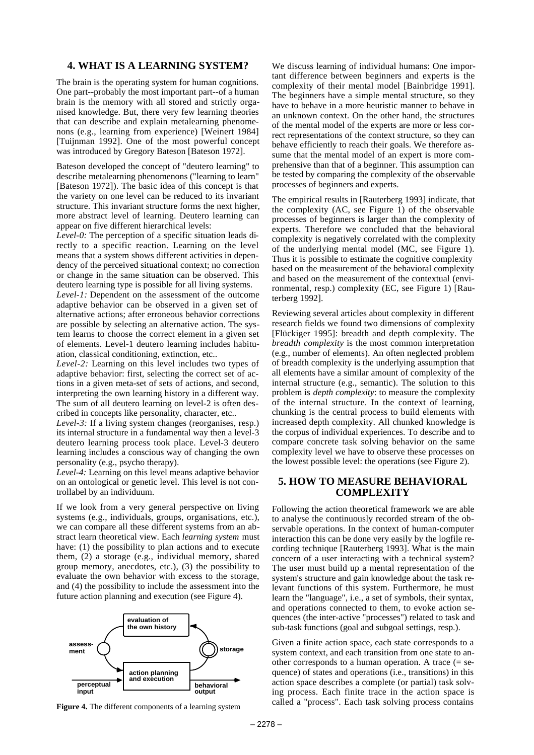## 4. WHAT IS A LEARNING SYSTEM?

The brain is the operating system for human cognitions. One part--probably the most important part--of a human brain is the memory with all stored and strictly organised knowledge. But, there very few learning theories that can describe and explain metalearning phenomenons (e.g., learning from experience) [Weinert 1984] [Tuijnman 1992]. One of the most powerful concept was introduced by Gregory Bateson [Bateson 1972].

Bateson developed the concept of "deutero learning" to describe metalearning phenomenons ("learning to learn" [Bateson 1972]). The basic idea of this concept is that the variety on one level can be reduced to its invariant structure. This invariant structure forms the next higher, more abstract level of learning. Deutero learning can appear on five different hierarchical levels:

*Level-0:* The perception of a specific situation leads directly to a specific reaction. Learning on the level means that a system shows different activities in dependency of the perceived situational context; no correction or change in the same situation can be observed. This deutero learning type is possible for all living systems.

*Level-1:* Dependent on the assessment of the outcome adaptive behavior can be observed in a given set of alternative actions; after erroneous behavior corrections are possible by selecting an alternative action. The system learns to choose the correct element in a given set of elements. Level-1 deutero learning includes habituation, classical conditioning, extinction, etc..

*Level-2:* Learning on this level includes two types of adaptive behavior: first, selecting the correct set of actions in a given meta-set of sets of actions, and second, interpreting the own learning history in a different way. The sum of all deutero learning on level-2 is often described in concepts like personality, character, etc..

*Level-3:* If a living system changes (reorganises, resp.) its internal structure in a fundamental way then a level-3 deutero learning process took place. Level-3 deutero learning includes a conscious way of changing the own personality (e.g., psycho therapy).

*Level-4:* Learning on this level means adaptive behavior on an ontological or genetic level. This level is not controllabel by an individuum.

If we look from a very general perspective on living systems (e.g., individuals, groups, organisations, etc.), we can compare all these different systems from an abstract learn theoretical view. Each *learning system* must have: (1) the possibility to plan actions and to execute them, (2) a storage (e.g., individual memory, shared group memory, anecdotes, etc.), (3) the possibility to evaluate the own behavior with excess to the storage, and (4) the possibility to include the assessment into the future action planning and execution (see Figure 4).

evaluation of the own history
assessment
storage
action planning and execution
perceptual input
behavioral output

**Figure 4.** The different components of a learning system

We discuss learning of individual humans: One important difference between beginners and experts is the complexity of their mental model [Bainbridge 1991]. The beginners have a simple mental structure, so they have to behave in a more heuristic manner to behave in an unknown context. On the other hand, the structures of the mental model of the experts are more or less correct representations of the context structure, so they can behave efficiently to reach their goals. We therefore assume that the mental model of an expert is more comprehensive than that of a beginner. This assumption can be tested by comparing the complexity of the observable processes of beginners and experts.

The empirical results in [Rauterberg 1993] indicate, that the complexity (AC, see Figure 1) of the observable processes of beginners is larger than the complexity of experts. Therefore we concluded that the behavioral complexity is negatively correlated with the complexity of the underlying mental model (MC, see Figure 1). Thus it is possible to estimate the cognitive complexity based on the measurement of the behavioral complexity and based on the measurement of the contextual (environmental, resp.) complexity (EC, see Figure 1) [Rauterberg 1992].

Reviewing several articles about complexity in different research fields we found two dimensions of complexity [Flückiger 1995]: breadth and depth complexity. The *breadth complexity* is the most common interpretation (e.g., number of elements). An often neglected problem of breadth complexity is the underlying assumption that all elements have a similar amount of complexity of the internal structure (e.g., semantic). The solution to this problem is *depth complexity*: to measure the complexity of the internal structure. In the context of learning, chunking is the central process to build elements with increased depth complexity. All chunked knowledge is the corpus of individual experiences. To describe and to compare concrete task solving behavior on the same complexity level we have to observe these processes on the lowest possible level: the operations (see Figure 2).

## 5. HOW TO MEASURE BEHAVIORAL COMPLEXITY

Following the action theoretical framework we are able to analyse the continuously recorded stream of the observable operations. In the context of human-computer interaction this can be done very easily by the logfile recording technique [Rauterberg 1993]. What is the main concern of a user interacting with a technical system? The user must build up a mental representation of the system's structure and gain knowledge about the task relevant functions of this system. Furthermore, he must learn the "language", i.e., a set of symbols, their syntax, and operations connected to them, to evoke action sequences (the inter-active "processes") related to task and sub-task functions (goal and subgoal settings, resp.).

Given a finite action space, each state corresponds to a system context, and each transition from one state to another corresponds to a human operation. A trace (= sequence) of states and operations (i.e., transitions) in this action space describes a complete (or partial) task solving process. Each finite trace in the action space is called a "process". Each task solving process contains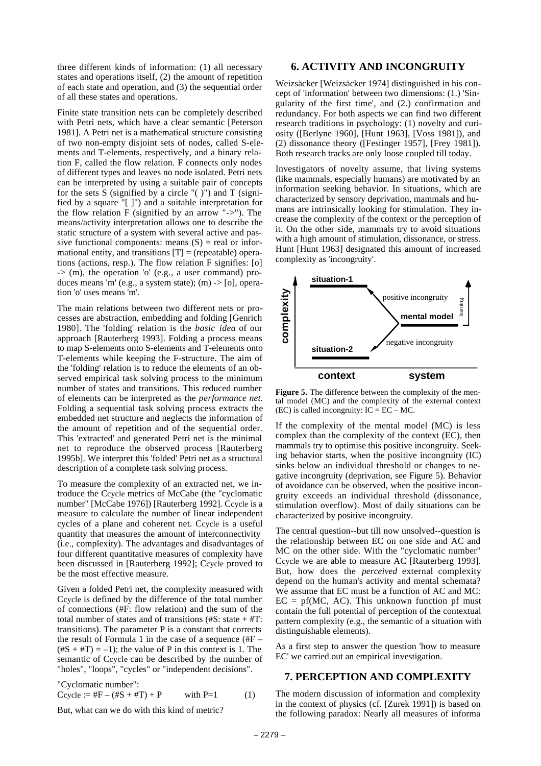three different kinds of information: (1) all necessary states and operations itself, (2) the amount of repetition of each state and operation, and (3) the sequential order of all these states and operations.

Finite state transition nets can be completely described with Petri nets, which have a clear semantic [Peterson 1981]. A Petri net is a mathematical structure consisting of two non-empty disjoint sets of nodes, called S-elements and T-elements, respectively, and a binary relation F, called the flow relation. F connects only nodes of different types and leaves no node isolated. Petri nets can be interpreted by using a suitable pair of concepts for the sets S (signified by a circle "( )") and T (signified by a square "[ ]") and a suitable interpretation for the flow relation F (signified by an arrow "->"). The means/activity interpretation allows one to describe the static structure of a system with several active and passive functional components: means (S) = real or informational entity, and transitions [T] = (repeatable) operations (actions, resp.). The flow relation F signifies: [o] -> (m), the operation 'o' (e.g., a user command) produces means 'm' (e.g., a system state); (m) -> [o], operation 'o' uses means 'm'.

The main relations between two different nets or processes are abstraction, embedding and folding [Genrich 1980]. The 'folding' relation is the *basic idea* of our approach [Rauterberg 1993]. Folding a process means to map S-elements onto S-elements and T-elements onto T-elements while keeping the F-structure. The aim of the 'folding' relation is to reduce the elements of an observed empirical task solving process to the minimum number of states and transitions. This reduced number of elements can be interpreted as the *performance net*. Folding a sequential task solving process extracts the embedded net structure and neglects the information of the amount of repetition and of the sequential order. This 'extracted' and generated Petri net is the minimal net to reproduce the observed process [Rauterberg 1995b]. We interpret this 'folded' Petri net as a structural description of a complete task solving process.

To measure the complexity of an extracted net, we introduce the Ccycle metrics of McCabe (the "cyclomatic number" [McCabe 1976]) [Rauterberg 1992]. Ccycle is a measure to calculate the number of linear independent cycles of a plane and coherent net. Ccycle is a useful quantity that measures the amount of interconnectivity (i.e., complexity). The advantages and disadvantages of four different quantitative measures of complexity have been discussed in [Rauterberg 1992]; Ccycle proved to be the most effective measure.

Given a folded Petri net, the complexity measured with Ccycle is defined by the difference of the total number of connections (#F: flow relation) and the sum of the total number of states and of transitions (#S: state + #T: transitions). The parameter P is a constant that corrects the result of Formula 1 in the case of a sequence (#F – (#S + #T) = –1); the value of P in this context is 1. The semantic of Ccycle can be described by the number of "holes", "loops", "cycles" or "independent decisions".

"Cyclomatic number":

$$\text{Ccycle} := \#F - (\#S + \#T) + P \qquad \text{with } P=1 \qquad (1)$$

But, what can we do with this kind of metric?

## 6. ACTIVITY AND INCONGRUITY

Weizsäcker [Weizsäcker 1974] distinguished in his concept of 'information' between two dimensions: (1.) 'Singularity of the first time', and (2.) confirmation and redundancy. For both aspects we can find two different research traditions in psychology: (1) novelty and curiosity ([Berlyne 1960], [Hunt 1963], [Voss 1981]), and (2) dissonance theory ([Festinger 1957], [Frey 1981]). Both research tracks are only loose coupled till today.

Investigators of novelty assume, that living systems (like mammals, especially humans) are motivated by an information seeking behavior. In situations, which are characterized by sensory deprivation, mammals and humans are intrinsically looking for stimulation. They increase the complexity of the context or the perception of it. On the other side, mammals try to avoid situations with a high amount of stimulation, dissonance, or stress. Hunt [Hunt 1963] designated this amount of increased complexity as 'incongruity'.

**Figure 5.** The difference between the complexity of the mental model (MC) and the complexity of the external context (EC) is called incongruity: IC = EC – MC.

If the complexity of the mental model (MC) is less complex than the complexity of the context (EC), then mammals try to optimise this positive incongruity. Seeking behavior starts, when the positive incongruity (IC) sinks below an individual threshold or changes to negative incongruity (deprivation, see Figure 5). Behavior of avoidance can be observed, when the positive incongruity exceeds an individual threshold (dissonance, stimulation overflow). Most of daily situations can be characterized by positive incongruity.

The central question--but till now unsolved--question is the relationship between EC on one side and AC and MC on the other side. With the "cyclomatic number" Ccycle we are able to measure AC [Rauterberg 1993]. But, how does the *perceived* external complexity depend on the human's activity and mental schemata? We assume that EC must be a function of AC and MC: EC = pf(MC, AC). This unknown function pf must contain the full potential of perception of the contextual pattern complexity (e.g., the semantic of a situation with distinguishable elements).

As a first step to answer the question 'how to measure EC' we carried out an empirical investigation.

## 7. PERCEPTION AND COMPLEXITY

The modern discussion of information and complexity in the context of physics (cf. [Zurek 1991]) is based on the following paradox: Nearly all measures of informa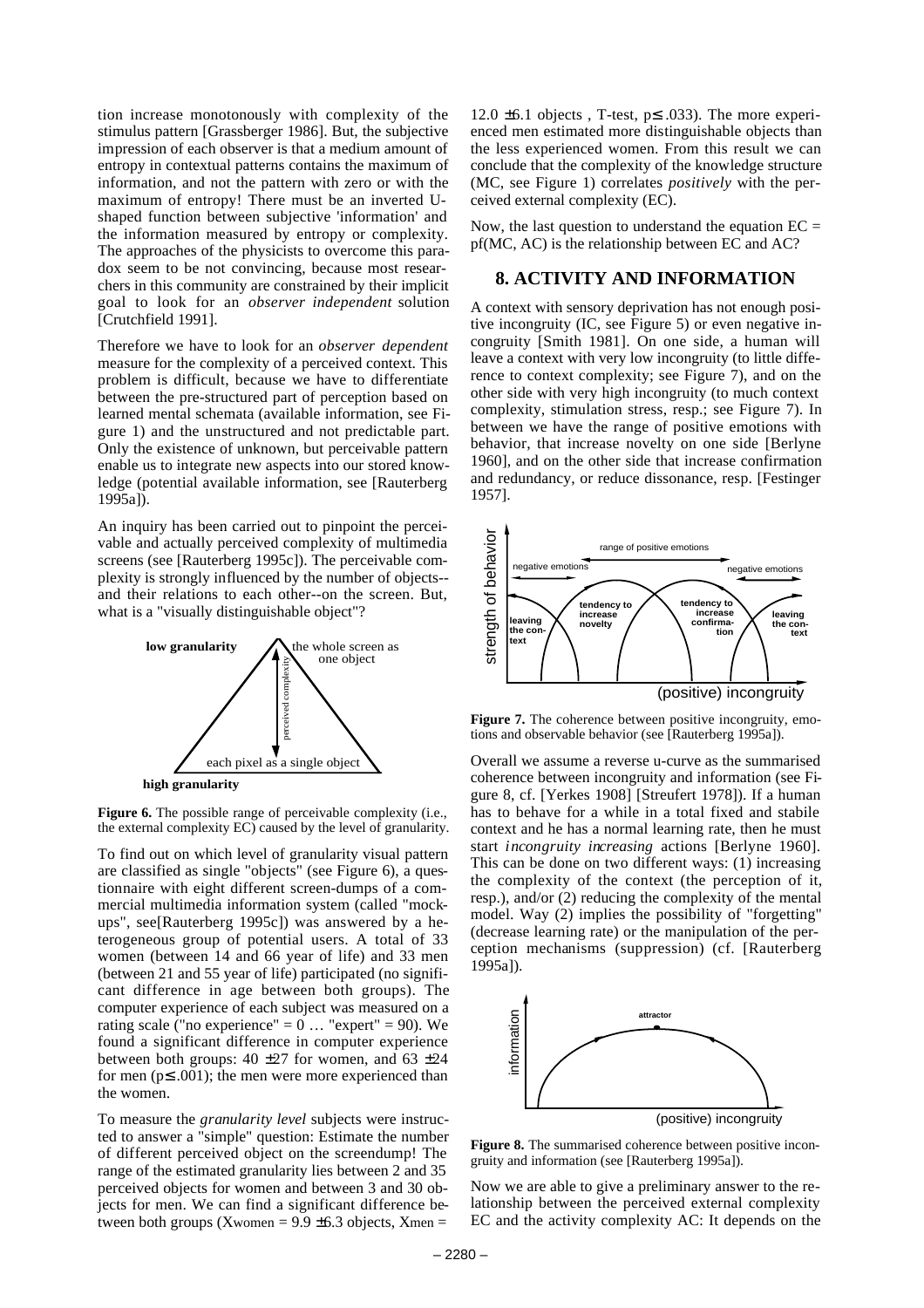tion increase monotonously with complexity of the stimulus pattern [Grassberger 1986]. But, the subjective impression of each observer is that a medium amount of entropy in contextual patterns contains the maximum of information, and not the pattern with zero or with the maximum of entropy! There must be an inverted U-shaped function between subjective 'information' and the information measured by entropy or complexity. The approaches of the physicists to overcome this paradox seem to be not convincing, because most researchers in this community are constrained by their implicit goal to look for an *observer independent* solution [Crutchfield 1991].

Therefore we have to look for an *observer dependent* measure for the complexity of a perceived context. This problem is difficult, because we have to differentiate between the pre-structured part of perception based on learned mental schemata (available information, see Figure 1) and the unstructured and not predictable part. Only the existence of unknown, but perceivable pattern enable us to integrate new aspects into our stored knowledge (potential available information, see [Rauterberg 1995a]).

An inquiry has been carried out to pinpoint the perceivable and actually perceived complexity of multimedia screens (see [Rauterberg 1995c]). The perceivable complexity is strongly influenced by the number of objects--and their relations to each other--on the screen. But, what is a "visually distinguishable object"?

**Figure 6.** The possible range of perceivable complexity (i.e., the external complexity EC) caused by the level of granularity.

To find out on which level of granularity visual pattern are classified as single "objects" (see Figure 6), a questionnaire with eight different screen-dumps of a commercial multimedia information system (called "mock-ups", see[Rauterberg 1995c]) was answered by a heterogeneous group of potential users. A total of 33 women (between 14 and 66 year of life) and 33 men (between 21 and 55 year of life) participated (no significant difference in age between both groups). The computer experience of each subject was measured on a rating scale ("no experience" = 0 … "expert" = 90). We found a significant difference in computer experience between both groups: 40 ±27 for women, and 63 ±24 for men ($p \leq .001$); the men were more experienced than the women.

To measure the *granularity level* subjects were instructed to answer a "simple" question: Estimate the number of different perceived object on the screendump! The range of the estimated granularity lies between 2 and 35 perceived objects for women and between 3 and 30 objects for men. We can find a significant difference between both groups ($X_{women}$ = 9.9 ±6.3 objects, $X_{men}$ = 12.0 ±6.1 objects , T-test, $p \leq .033$). The more experienced men estimated more distinguishable objects than the less experienced women. From this result we can conclude that the complexity of the knowledge structure (MC, see Figure 1) correlates *positively* with the perceived external complexity (EC).

Now, the last question to understand the equation EC = pf(MC, AC) is the relationship between EC and AC?

## 8. ACTIVITY AND INFORMATION

A context with sensory deprivation has not enough positive incongruity (IC, see Figure 5) or even negative incongruity [Smith 1981]. On one side, a human will leave a context with very low incongruity (to little difference to context complexity; see Figure 7), and on the other side with very high incongruity (to much context complexity, stimulation stress, resp.; see Figure 7). In between we have the range of positive emotions with behavior, that increase novelty on one side [Berlyne 1960], and on the other side that increase confirmation and redundancy, or reduce dissonance, resp. [Festinger 1957].

**Figure 7.** The coherence between positive incongruity, emotions and observable behavior (see [Rauterberg 1995a]).

Overall we assume a reverse u-curve as the summarised coherence between incongruity and information (see Figure 8, cf. [Yerkes 1908] [Streufert 1978]). If a human has to behave for a while in a total fixed and stabile context and he has a normal learning rate, then he must start *incongruity increasing* actions [Berlyne 1960]. This can be done on two different ways: (1) increasing the complexity of the context (the perception of it, resp.), and/or (2) reducing the complexity of the mental model. Way (2) implies the possibility of "forgetting" (decrease learning rate) or the manipulation of the perception mechanisms (suppression) (cf. [Rauterberg 1995a]).

**Figure 8.** The summarised coherence between positive incongruity and information (see [Rauterberg 1995a]).

Now we are able to give a preliminary answer to the relationship between the perceived external complexity EC and the activity complexity AC: It depends on the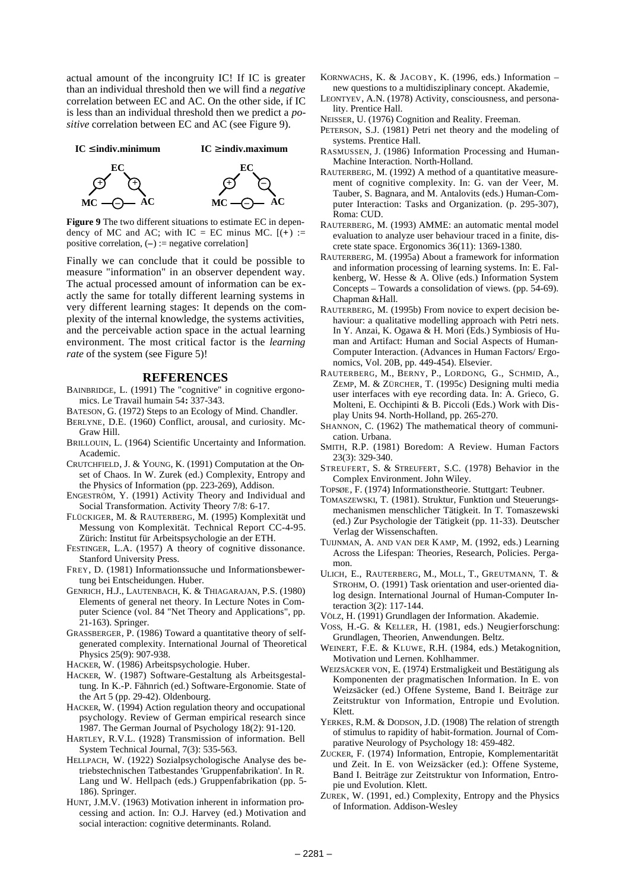actual amount of the incongruity IC! If IC is greater than an individual threshold then we will find a *negative* correlation between EC and AC. On the other side, if IC is less than an individual threshold then we predict a *positive* correlation between EC and AC (see Figure 9).

**IC ≤ indiv.minimum** **IC ≥ indiv.maximum**

**Figure 9** The two different situations to estimate EC in dependency of MC and AC; with IC = EC minus MC. [(+) := positive correlation, (–) := negative correlation]

Finally we can conclude that it could be possible to measure "information" in an observer dependent way. The actual processed amount of information can be exactly the same for totally different learning systems in very different learning stages: It depends on the complexity of the internal knowledge, the systems activities, and the perceivable action space in the actual learning environment. The most critical factor is the *learning rate* of the system (see Figure 5)!

## REFERENCES

BAINBRIDGE, L. (1991) The "cognitive" in cognitive ergonomics. Le Travail humain 54**:** 337-343.

BATESON, G. (1972) Steps to an Ecology of Mind. Chandler.

BERLYNE, D.E. (1960) Conflict, arousal, and curiosity. McGraw Hill.

BRILLOUIN, L. (1964) Scientific Uncertainty and Information. Academic.

CRUTCHFIELD, J. & YOUNG, K. (1991) Computation at the Onset of Chaos. In W. Zurek (ed.) Complexity, Entropy and the Physics of Information (pp. 223-269), Addison.

ENGESTRÖM, Y. (1991) Activity Theory and Individual and Social Transformation. Activity Theory 7/8: 6-17.

FLÜCKIGER, M. & RAUTERBERG, M. (1995) Komplexität und Messung von Komplexität. Technical Report CC-4-95. Zürich: Institut für Arbeitspsychologie an der ETH.

FESTINGER, L.A. (1957) A theory of cognitive dissonance. Stanford University Press.

FREY, D. (1981) Informationssuche und Informationsbewertung bei Entscheidungen. Huber.

GENRICH, H.J., LAUTENBACH, K. & THIAGARAJAN, P.S. (1980) Elements of general net theory. In Lecture Notes in Computer Science (vol. 84 "Net Theory and Applications", pp. 21-163). Springer.

GRASSBERGER, P. (1986) Toward a quantitative theory of self-generated complexity. International Journal of Theoretical Physics 25(9): 907-938.

HACKER, W. (1986) Arbeitspsychologie. Huber.

HACKER, W. (1987) Software-Gestaltung als Arbeitsgestaltung. In K.-P. Fähnrich (ed.) Software-Ergonomie. State of the Art 5 (pp. 29-42). Oldenbourg.

HACKER, W. (1994) Action regulation theory and occupational psychology. Review of German empirical research since 1987. The German Journal of Psychology 18(2): 91-120.

HARTLEY, R.V.L. (1928) Transmission of information. Bell System Technical Journal, 7(3): 535-563.

HELLPACH, W. (1922) Sozialpsychologische Analyse des betriebstechnischen Tatbestandes 'Gruppenfabrikation'. In R. Lang und W. Hellpach (eds.) Gruppenfabrikation (pp. 5-186). Springer.

HUNT, J.M.V. (1963) Motivation inherent in information processing and action. In: O.J. Harvey (ed.) Motivation and social interaction: cognitive determinants. Roland.

KORNWACHS, K. & JACOBY, K. (1996, eds.) Information – new questions to a multidisziplinary concept. Akademie,

LEONTYEV, A.N. (1978) Activity, consciousness, and personality. Prentice Hall.

NEISSER, U. (1976) Cognition and Reality. Freeman.

PETERSON, S.J. (1981) Petri net theory and the modeling of systems. Prentice Hall.

RASMUSSEN, J. (1986) Information Processing and Human-Machine Interaction. North-Holland.

RAUTERBERG, M. (1992) A method of a quantitative measurement of cognitive complexity. In: G. van der Veer, M. Tauber, S. Bagnara, and M. Antalovits (eds.) Human-Computer Interaction: Tasks and Organization. (p. 295-307), Roma: CUD.

RAUTERBERG, M. (1993) AMME: an automatic mental model evaluation to analyze user behaviour traced in a finite, discrete state space. Ergonomics 36(11): 1369-1380.

RAUTERBERG, M. (1995a) About a framework for information and information processing of learning systems. In: E. Falkenberg, W. Hesse & A. Olive (eds.) Information System Concepts – Towards a consolidation of views. (pp. 54-69). Chapman &Hall.

RAUTERBERG, M. (1995b) From novice to expert decision behaviour: a qualitative modelling approach with Petri nets. In Y. Anzai, K. Ogawa & H. Mori (Eds.) Symbiosis of Human and Artifact: Human and Social Aspects of Human-Computer Interaction. (Advances in Human Factors/ Ergonomics, Vol. 20B, pp. 449-454). Elsevier.

RAUTERBERG, M., BERNY, P., LORDONG, G., SCHMID, A., ZEMP, M. & ZÜRCHER, T. (1995c) Designing multi media user interfaces with eye recording data. In: A. Grieco, G. Molteni, E. Occhipinti & B. Piccoli (Eds.) Work with Display Units 94. North-Holland, pp. 265-270.

SHANNON, C. (1962) The mathematical theory of communication. Urbana.

SMITH, R.P. (1981) Boredom: A Review. Human Factors 23(3): 329-340.

STREUFERT, S. & STREUFERT, S.C. (1978) Behavior in the Complex Environment. John Wiley.

TOPSØE, F. (1974) Informationstheorie. Stuttgart: Teubner.

TOMASZEWSKI, T. (1981). Struktur, Funktion und Steuerungsmechanismen menschlicher Tätigkeit. In T. Tomaszewski (ed.) Zur Psychologie der Tätigkeit (pp. 11-33). Deutscher Verlag der Wissenschaften.

TUIJNMAN, A. AND VAN DER KAMP, M. (1992, eds.) Learning Across the Lifespan: Theories, Research, Policies. Pergamon.

ULICH, E., RAUTERBERG, M., MOLL, T., GREUTMANN, T. & STROHM, O. (1991) Task orientation and user-oriented dialog design. International Journal of Human-Computer Interaction 3(2): 117-144.

VÖLZ, H. (1991) Grundlagen der Information. Akademie.

VOSS, H.-G. & KELLER, H. (1981, eds.) Neugierforschung: Grundlagen, Theorien, Anwendungen. Beltz.

WEINERT, F.E. & KLUWE, R.H. (1984, eds.) Metakognition, Motivation und Lernen. Kohlhammer.

WEIZSÄCKER VON, E. (1974) Erstmaligkeit und Bestätigung als Komponenten der pragmatischen Information. In E. von Weizsäcker (ed.) Offene Systeme, Band I. Beiträge zur Zeitstruktur von Information, Entropie und Evolution. Klett.

YERKES, R.M. & DODSON, J.D. (1908) The relation of strength of stimulus to rapidity of habit-formation. Journal of Comparative Neurology of Psychology 18: 459-482.

ZUCKER, F. (1974) Information, Entropie, Komplementarität und Zeit. In E. von Weizsäcker (ed.): Offene Systeme, Band I. Beiträge zur Zeitstruktur von Information, Entropie und Evolution. Klett.

ZUREK, W. (1991, ed.) Complexity, Entropy and the Physics of Information. Addison-Wesley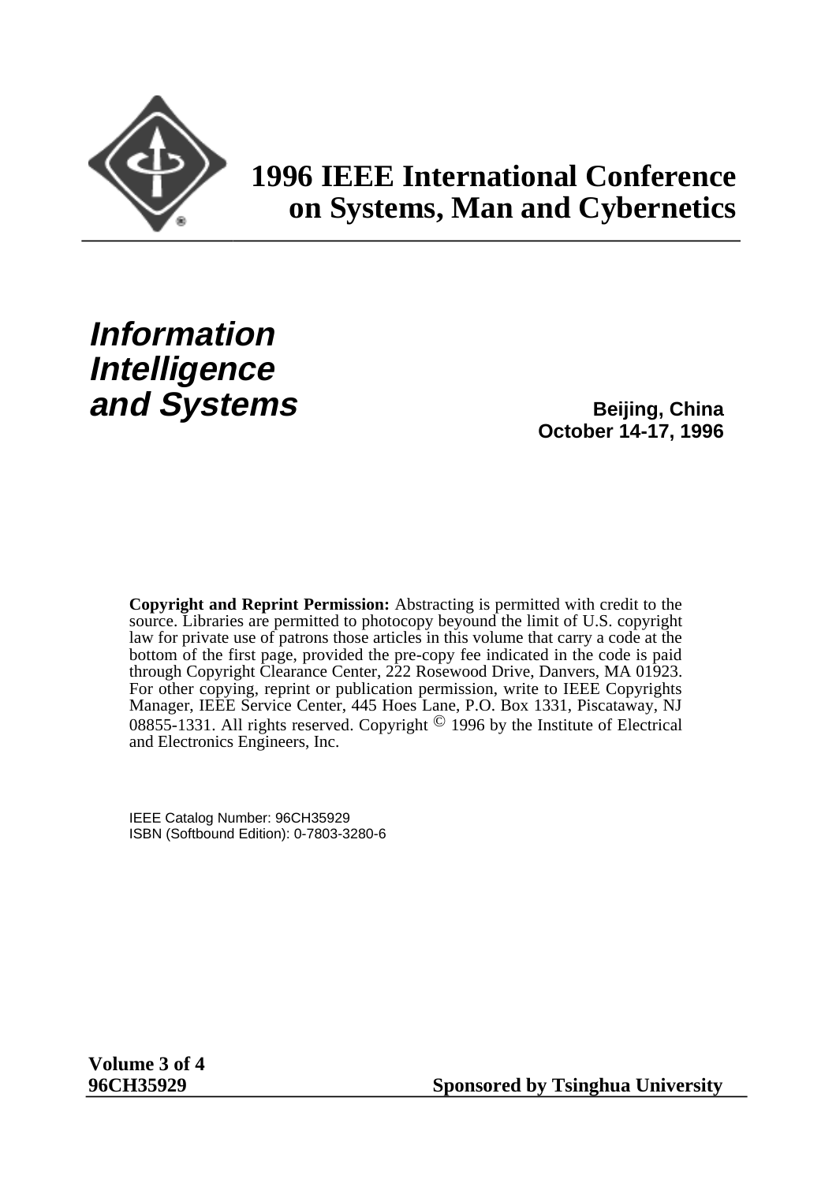# 1996 IEEE International Conference on Systems, Man and Cybernetics

## *Information Intelligence and Systems*

**Beijing, China**
**October 14-17, 1996**

**Copyright and Reprint Permission:** Abstracting is permitted with credit to the source. Libraries are permitted to photocopy beyound the limit of U.S. copyright law for private use of patrons those articles in this volume that carry a code at the bottom of the first page, provided the pre-copy fee indicated in the code is paid through Copyright Clearance Center, 222 Rosewood Drive, Danvers, MA 01923. For other copying, reprint or publication permission, write to IEEE Copyrights Manager, IEEE Service Center, 445 Hoes Lane, P.O. Box 1331, Piscataway, NJ 08855-1331. All rights reserved. Copyright © 1996 by the Institute of Electrical and Electronics Engineers, Inc.

IEEE Catalog Number: 96CH35929
ISBN (Softbound Edition): 0-7803-3280-6

**Volume 3 of 4**
**96CH35929**

**Sponsored by Tsinghua University**